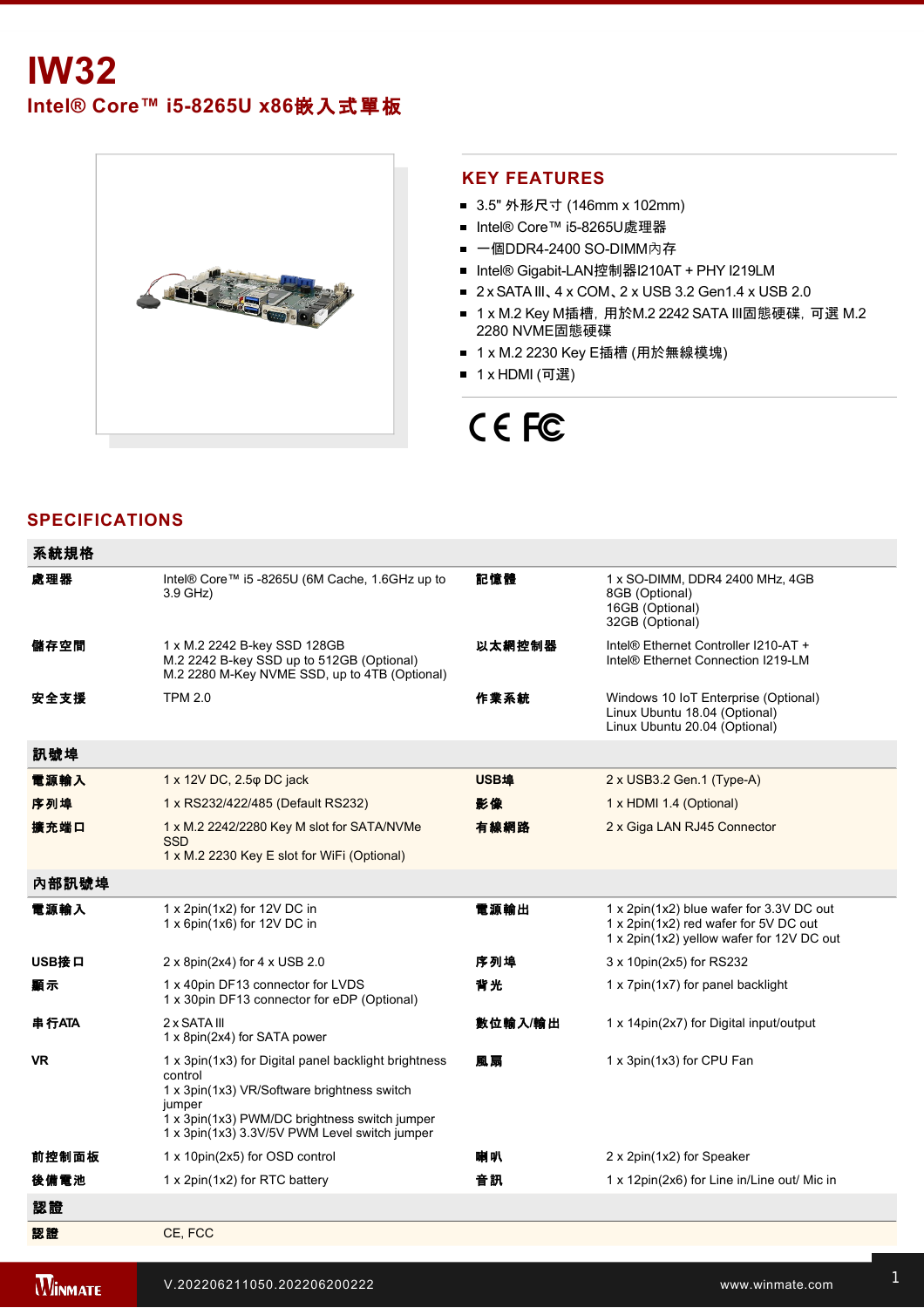# IW32

## Intel® Core™ i5-8265U x86嵌入式單板

## KEY FEATURES

- 3.5" 外形尺寸 (146mm x 102mm)
- Intel® Core™ i5-8265U處理器
- 一個DDR4-2400 SO-DIMM內存
- Intel® Gigabit-LAN控制器I210AT + PHY I219LM
- 2 x SATA III、4 x COM、2 x USB 3.2 Gen1.4 x USB 2.0
- 1 x M.2 Key M插槽，用於M.2 2242 SATA III固態硬碟，可選 M.2 2280 NVME固態硬碟
- 1 x M.2 2230 Key E插槽 (用於無線模塊)
- 1 x HDMI (可選)

## SPECIFICATIONS

| 系統規格 | | | |
|---|---|---|---|
| **處理器** | Intel® Core™ i5 -8265U (6M Cache, 1.6GHz up to 3.9 GHz) | **記憶體** | 1 x SO-DIMM, DDR4 2400 MHz, 4GB<br>8GB (Optional)<br>16GB (Optional)<br>32GB (Optional) |
| **儲存空間** | 1 x M.2 2242 B-key SSD 128GB<br>M.2 2242 B-key SSD up to 512GB (Optional)<br>M.2 2280 M-Key NVME SSD, up to 4TB (Optional) | **以太網控制器** | Intel® Ethernet Controller I210-AT +<br>Intel® Ethernet Connection I219-LM |
| **安全支援** | TPM 2.0 | **作業系統** | Windows 10 IoT Enterprise (Optional)<br>Linux Ubuntu 18.04 (Optional)<br>Linux Ubuntu 20.04 (Optional) |
| **訊號埠** | | | |
| **電源輸入** | 1 x 12V DC, 2.5φ DC jack | **USB埠** | 2 x USB3.2 Gen.1 (Type-A) |
| **序列埠** | 1 x RS232/422/485 (Default RS232) | **影像** | 1 x HDMI 1.4 (Optional) |
| **擴充端口** | 1 x M.2 2242/2280 Key M slot for SATA/NVMe SSD<br>1 x M.2 2230 Key E slot for WiFi (Optional) | **有線網路** | 2 x Giga LAN RJ45 Connector |
| **內部訊號埠** | | | |
| **電源輸入** | 1 x 2pin(1x2) for 12V DC in<br>1 x 6pin(1x6) for 12V DC in | **電源輸出** | 1 x 2pin(1x2) blue wafer for 3.3V DC out<br>1 x 2pin(1x2) red wafer for 5V DC out<br>1 x 2pin(1x2) yellow wafer for 12V DC out |
| **USB接口** | 2 x 8pin(2x4) for 4 x USB 2.0 | **序列埠** | 3 x 10pin(2x5) for RS232 |
| **顯示** | 1 x 40pin DF13 connector for LVDS<br>1 x 30pin DF13 connector for eDP (Optional) | **背光** | 1 x 7pin(1x7) for panel backlight |
| **串行ATA** | 2 x SATA III<br>1 x 8pin(2x4) for SATA power | **數位輸入/輸出** | 1 x 14pin(2x7) for Digital input/output |
| **VR** | 1 x 3pin(1x3) for Digital panel backlight brightness control<br>1 x 3pin(1x3) VR/Software brightness switch jumper<br>1 x 3pin(1x3) PWM/DC brightness switch jumper<br>1 x 3pin(1x3) 3.3V/5V PWM Level switch jumper | **風扇** | 1 x 3pin(1x3) for CPU Fan |
| **前控制面板** | 1 x 10pin(2x5) for OSD control | **喇叭** | 2 x 2pin(1x2) for Speaker |
| **後備電池** | 1 x 2pin(1x2) for RTC battery | **音訊** | 1 x 12pin(2x6) for Line in/Line out/ Mic in |
| **認證** | | | |
| **認證** | CE, FCC | | |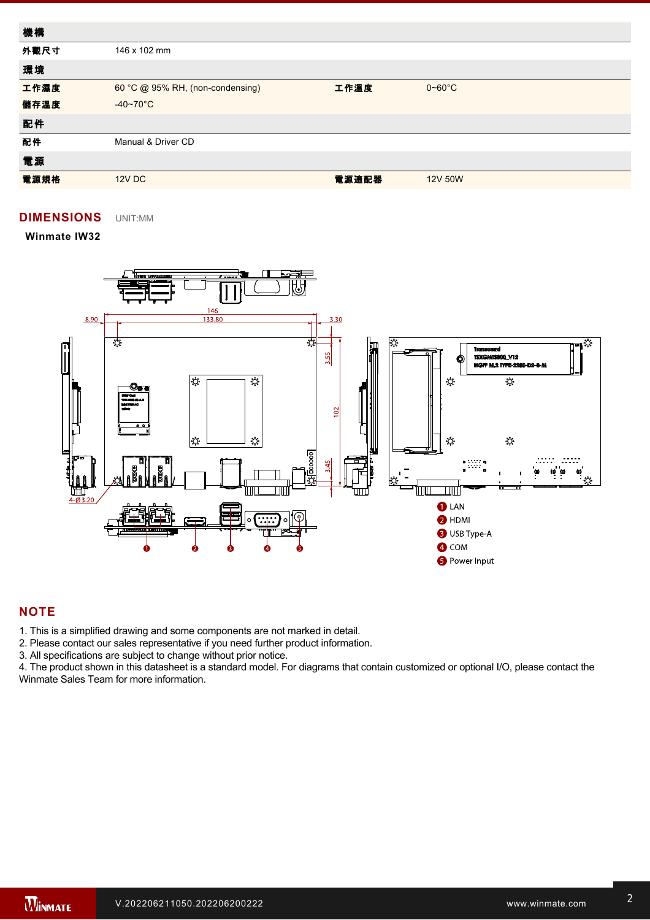| | | | |
|---|---|---|---|
| **機構** | | | |
| **外觀尺寸** | 146 x 102 mm | | |
| **環境** | | | |
| **工作濕度** | 60 °C @ 95% RH, (non-condensing) | **工作溫度** | 0~60°C |
| **儲存溫度** | -40~70°C | | |
| **配件** | | | |
| **配件** | Manual & Driver CD | | |
| **電源** | | | |
| **電源規格** | 12V DC | **電源適配器** | 12V 50W |

## DIMENSIONS UNIT:MM

**Winmate IW32**

146
133.80
8.90
3.30
3.55
102
3.45
4-Ø3.20

1 LAN
2 HDMI
3 USB Type-A
4 COM
5 Power Input

## NOTE

1. This is a simplified drawing and some components are not marked in detail.
2. Please contact our sales representative if you need further product information.
3. All specifications are subject to change without prior notice.
4. The product shown in this datasheet is a standard model. For diagrams that contain customized or optional I/O, please contact the Winmate Sales Team for more information.